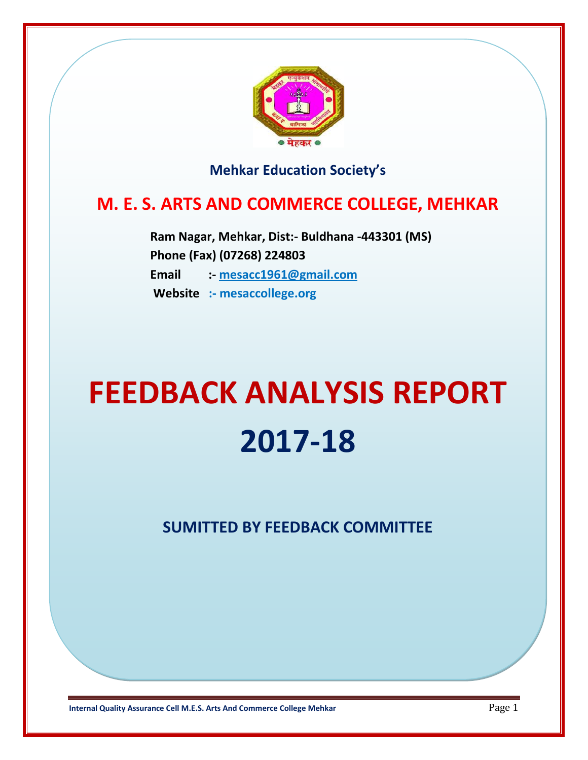Mehkar Education Society's

# M. E. S. ARTS AND COMMERCE COLLEGE, MEHKAR

**Ram Nagar, Mehkar, Dist:- Buldhana -443301 (MS)**
**Phone (Fax) (07268) 224803**
**Email :- mesacc1961@gmail.com**
**Website :- mesaccollege.org**

# FEEDBACK ANALYSIS REPORT

# 2017-18

## SUMITTED BY FEEDBACK COMMITTEE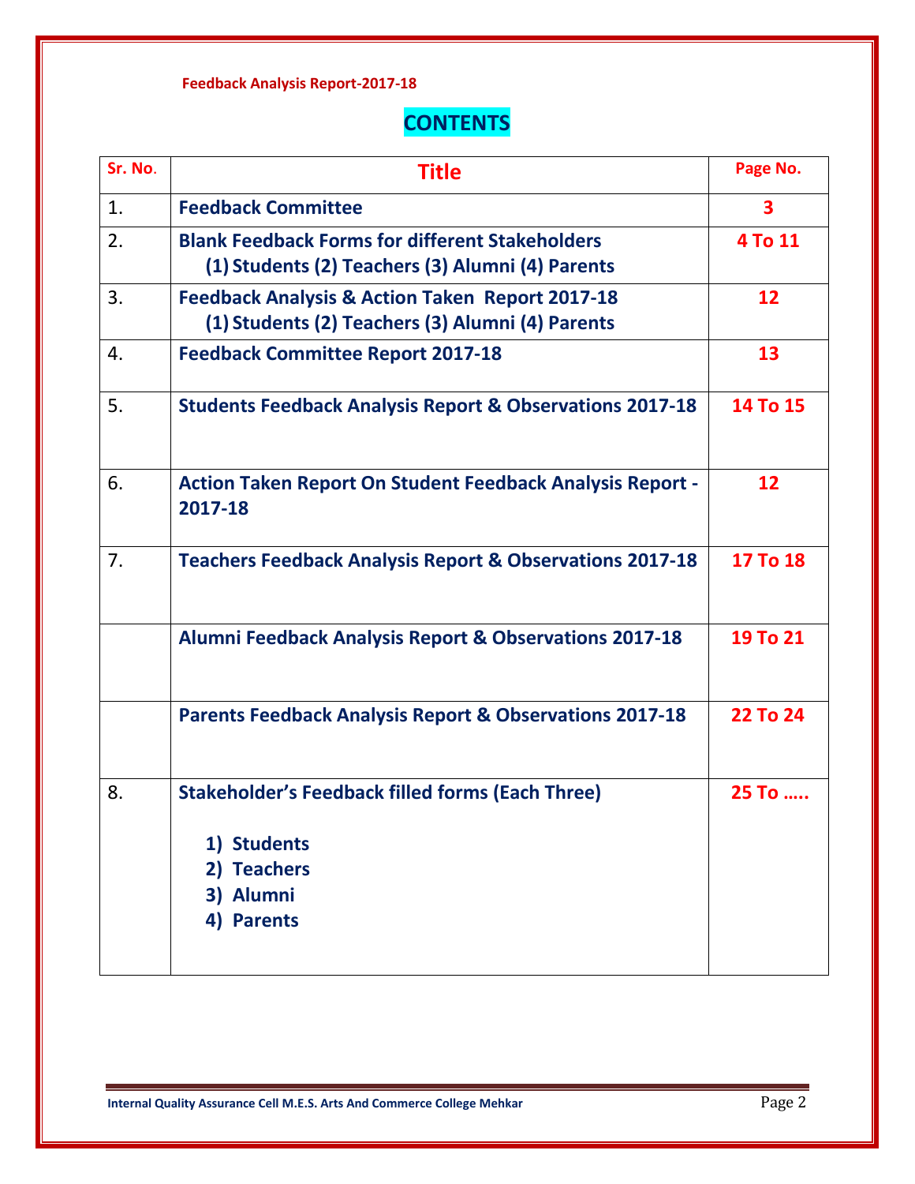Feedback Analysis Report-2017-18

# CONTENTS

| Sr. No. | Title | Page No. |
|---|---|---|
| 1. | **Feedback Committee** | 3 |
| 2. | **Blank Feedback Forms for different Stakeholders** (1) Students (2) Teachers (3) Alumni (4) Parents | 4 To 11 |
| 3. | **Feedback Analysis & Action Taken Report 2017-18** (1) Students (2) Teachers (3) Alumni (4) Parents | 12 |
| 4. | **Feedback Committee Report 2017-18** | 13 |
| 5. | **Students Feedback Analysis Report & Observations 2017-18** | 14 To 15 |
| 6. | **Action Taken Report On Student Feedback Analysis Report - 2017-18** | 12 |
| 7. | **Teachers Feedback Analysis Report & Observations 2017-18** | 17 To 18 |
| | **Alumni Feedback Analysis Report & Observations 2017-18** | 19 To 21 |
| | **Parents Feedback Analysis Report & Observations 2017-18** | 22 To 24 |
| 8. | **Stakeholder's Feedback filled forms (Each Three)** 1) Students 2) Teachers 3) Alumni 4) Parents | 25 To ….. |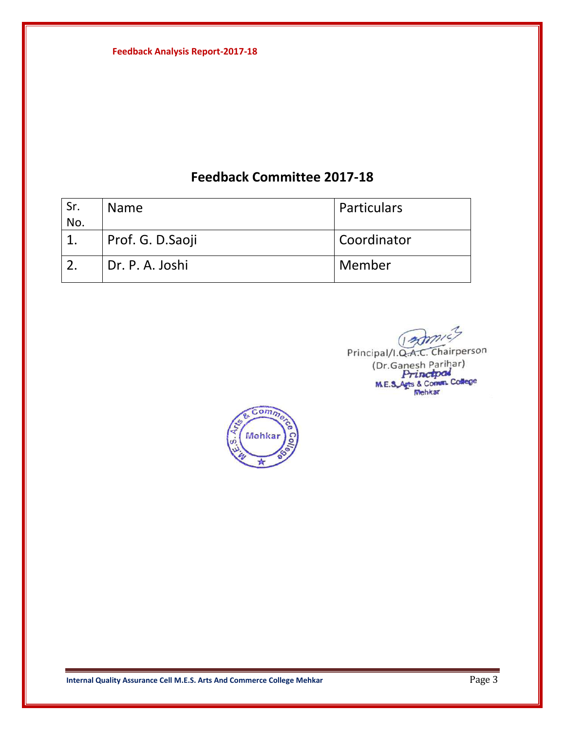# Feedback Committee 2017-18

| Sr. No. | Name | Particulars |
|---|---|---|
| 1. | Prof. G. D.Saoji | Coordinator |
| 2. | Dr. P. A. Joshi | Member |

Principal/I.Q.A.C. Chairperson
(Dr.Ganesh Parihar)
Principal
M.E.S. Arts & Comm. College
Mehkar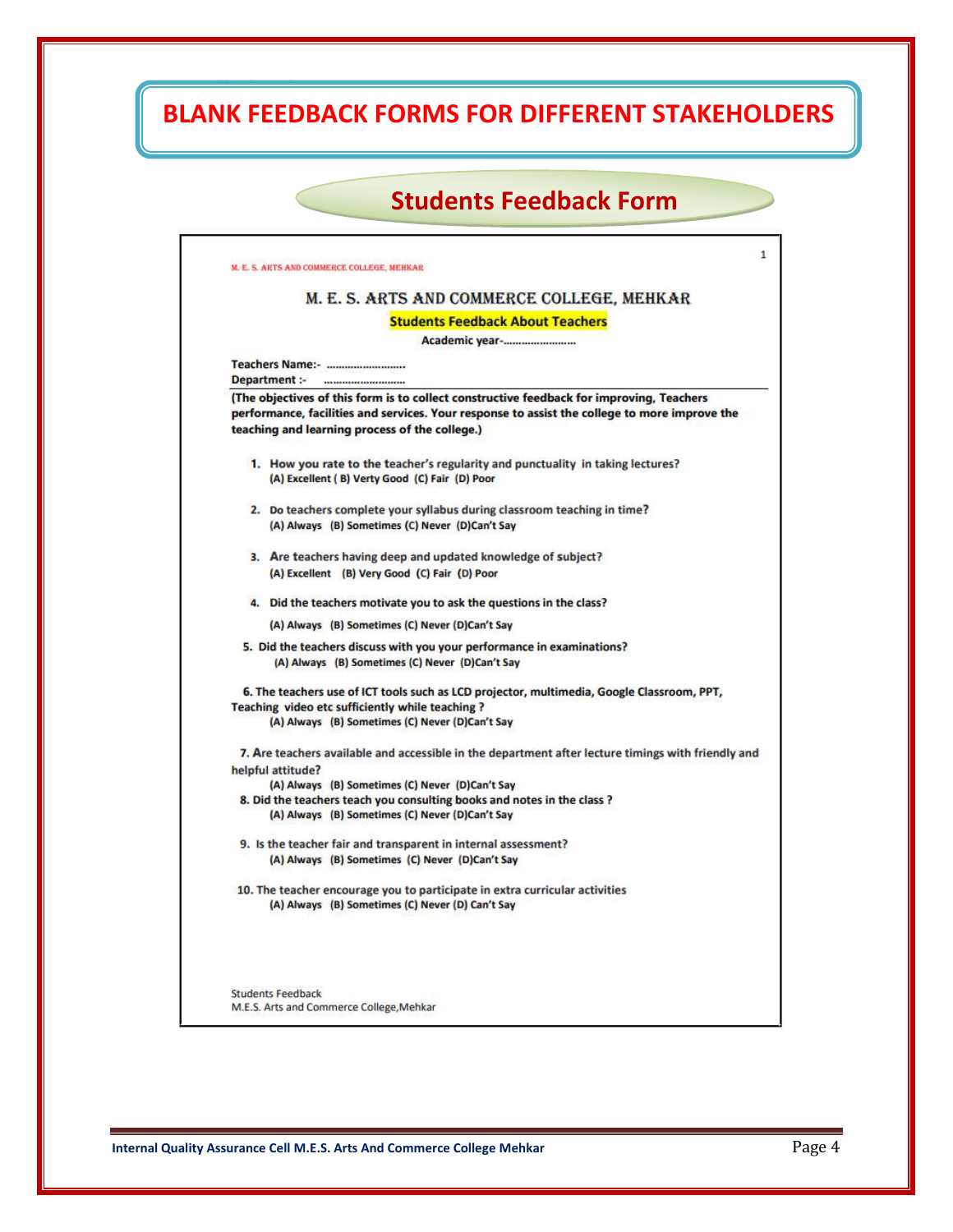# BLANK FEEDBACK FORMS FOR DIFFERENT STAKEHOLDERS

## Students Feedback Form

M. E. S. ARTS AND COMMERCE COLLEGE, MEHKAR

### M. E. S. ARTS AND COMMERCE COLLEGE, MEHKAR

**Students Feedback About Teachers**

**Academic year-……………………**

**Teachers Name:- ……………………..**
**Department :- ……………………..**

**(The objectives of this form is to collect constructive feedback for improving, Teachers performance, facilities and services. Your response to assist the college to more improve the teaching and learning process of the college.)**

1. **How you rate to the teacher's regularity and punctuality in taking lectures?**
   **(A) Excellent ( B) Verty Good (C) Fair (D) Poor**

2. **Do teachers complete your syllabus during classroom teaching in time?**
   **(A) Always (B) Sometimes (C) Never (D)Can't Say**

3. **Are teachers having deep and updated knowledge of subject?**
   **(A) Excellent (B) Very Good (C) Fair (D) Poor**

4. **Did the teachers motivate you to ask the questions in the class?**
   **(A) Always (B) Sometimes (C) Never (D)Can't Say**

5. **Did the teachers discuss with you your performance in examinations?**
   **(A) Always (B) Sometimes (C) Never (D)Can't Say**

6. **The teachers use of ICT tools such as LCD projector, multimedia, Google Classroom, PPT, Teaching video etc sufficiently while teaching ?**
   **(A) Always (B) Sometimes (C) Never (D)Can't Say**

7. **Are teachers available and accessible in the department after lecture timings with friendly and helpful attitude?**
   **(A) Always (B) Sometimes (C) Never (D)Can't Say**

8. **Did the teachers teach you consulting books and notes in the class ?**
   **(A) Always (B) Sometimes (C) Never (D)Can't Say**

9. **Is the teacher fair and transparent in internal assessment?**
   **(A) Always (B) Sometimes (C) Never (D)Can't Say**

10. **The teacher encourage you to participate in extra curricular activities**
    **(A) Always (B) Sometimes (C) Never (D) Can't Say**

Students Feedback
M.E.S. Arts and Commerce College,Mehkar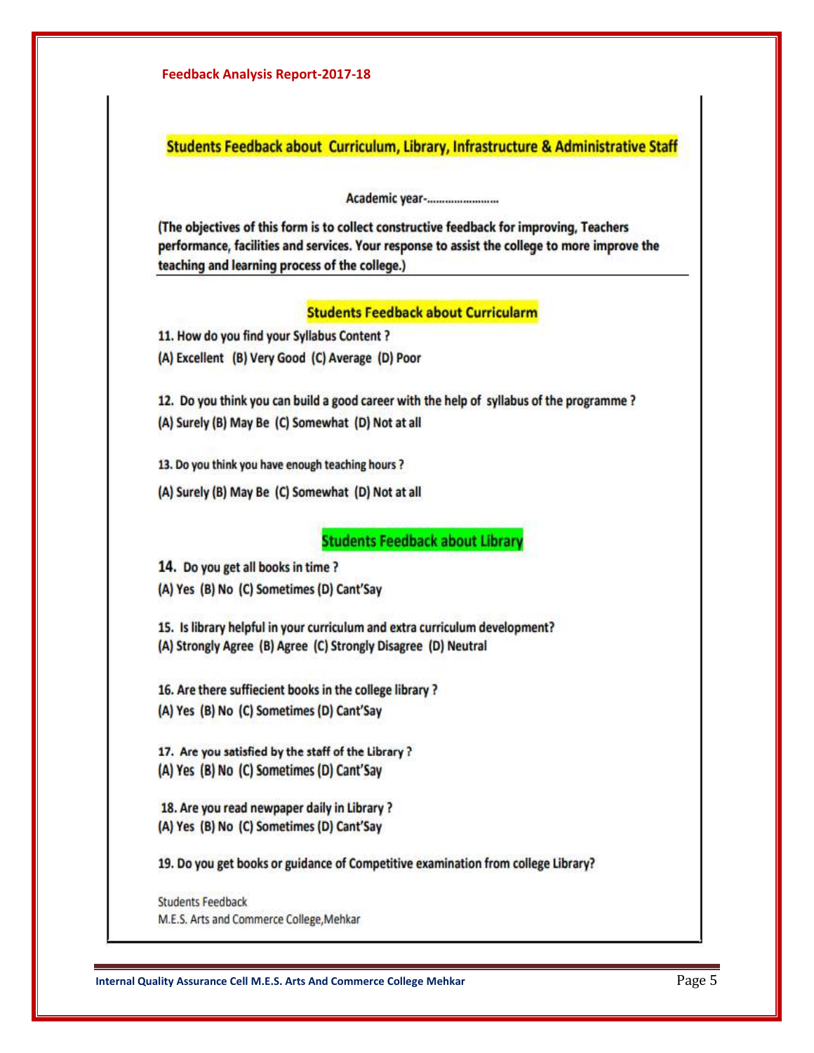## Students Feedback about Curriculum, Library, Infrastructure & Administrative Staff

Academic year-.......................

**(The objectives of this form is to collect constructive feedback for improving, Teachers performance, facilities and services. Your response to assist the college to more improve the teaching and learning process of the college.)**

### Students Feedback about Curricularm

11. How do you find your Syllabus Content ?
(A) Excellent (B) Very Good (C) Average (D) Poor

12. Do you think you can build a good career with the help of syllabus of the programme ?
(A) Surely (B) May Be (C) Somewhat (D) Not at all

13. Do you think you have enough teaching hours ?
(A) Surely (B) May Be (C) Somewhat (D) Not at all

### Students Feedback about Library

14. Do you get all books in time ?
(A) Yes (B) No (C) Sometimes (D) Cant'Say

15. Is library helpful in your curriculum and extra curriculum development?
(A) Strongly Agree (B) Agree (C) Strongly Disagree (D) Neutral

16. Are there suffiecient books in the college library ?
(A) Yes (B) No (C) Sometimes (D) Cant'Say

17. Are you satisfied by the staff of the Library ?
(A) Yes (B) No (C) Sometimes (D) Cant'Say

18. Are you read newpaper daily in Library ?
(A) Yes (B) No (C) Sometimes (D) Cant'Say

19. Do you get books or guidance of Competitive examination from college Library?

Students Feedback
M.E.S. Arts and Commerce College,Mehkar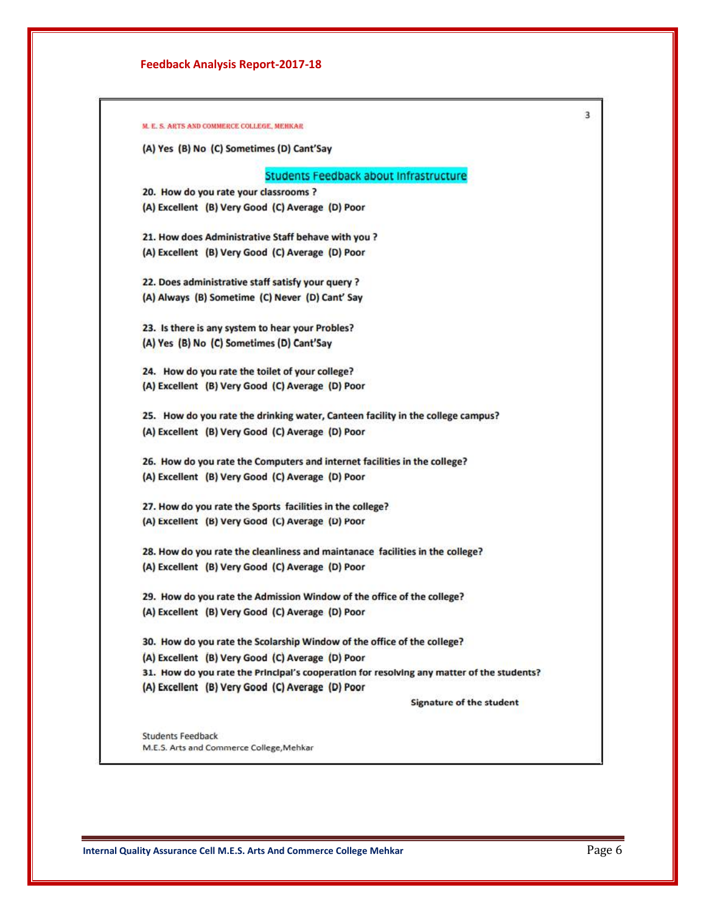## Feedback Analysis Report-2017-18

M. E. S. ARTS AND COMMERCE COLLEGE, MEHKAR

(A) Yes (B) No (C) Sometimes (D) Cant'Say

### Students Feedback about Infrastructure

**20. How do you rate your classrooms ?**
(A) Excellent (B) Very Good (C) Average (D) Poor

**21. How does Administrative Staff behave with you ?**
(A) Excellent (B) Very Good (C) Average (D) Poor

**22. Does administrative staff satisfy your query ?**
(A) Always (B) Sometime (C) Never (D) Cant' Say

**23. Is there is any system to hear your Probles?**
(A) Yes (B) No (C) Sometimes (D) Cant'Say

**24. How do you rate the toilet of your college?**
(A) Excellent (B) Very Good (C) Average (D) Poor

**25. How do you rate the drinking water, Canteen facility in the college campus?**
(A) Excellent (B) Very Good (C) Average (D) Poor

**26. How do you rate the Computers and internet facilities in the college?**
(A) Excellent (B) Very Good (C) Average (D) Poor

**27. How do you rate the Sports facilities in the college?**
(A) Excellent (B) Very Good (C) Average (D) Poor

**28. How do you rate the cleanliness and maintanace facilities in the college?**
(A) Excellent (B) Very Good (C) Average (D) Poor

**29. How do you rate the Admission Window of the office of the college?**
(A) Excellent (B) Very Good (C) Average (D) Poor

**30. How do you rate the Scolarship Window of the office of the college?**
(A) Excellent (B) Very Good (C) Average (D) Poor

**31. How do you rate the Principal's cooperation for resolving any matter of the students?**
(A) Excellent (B) Very Good (C) Average (D) Poor

**Signature of the student**

Students Feedback
M.E.S. Arts and Commerce College,Mehkar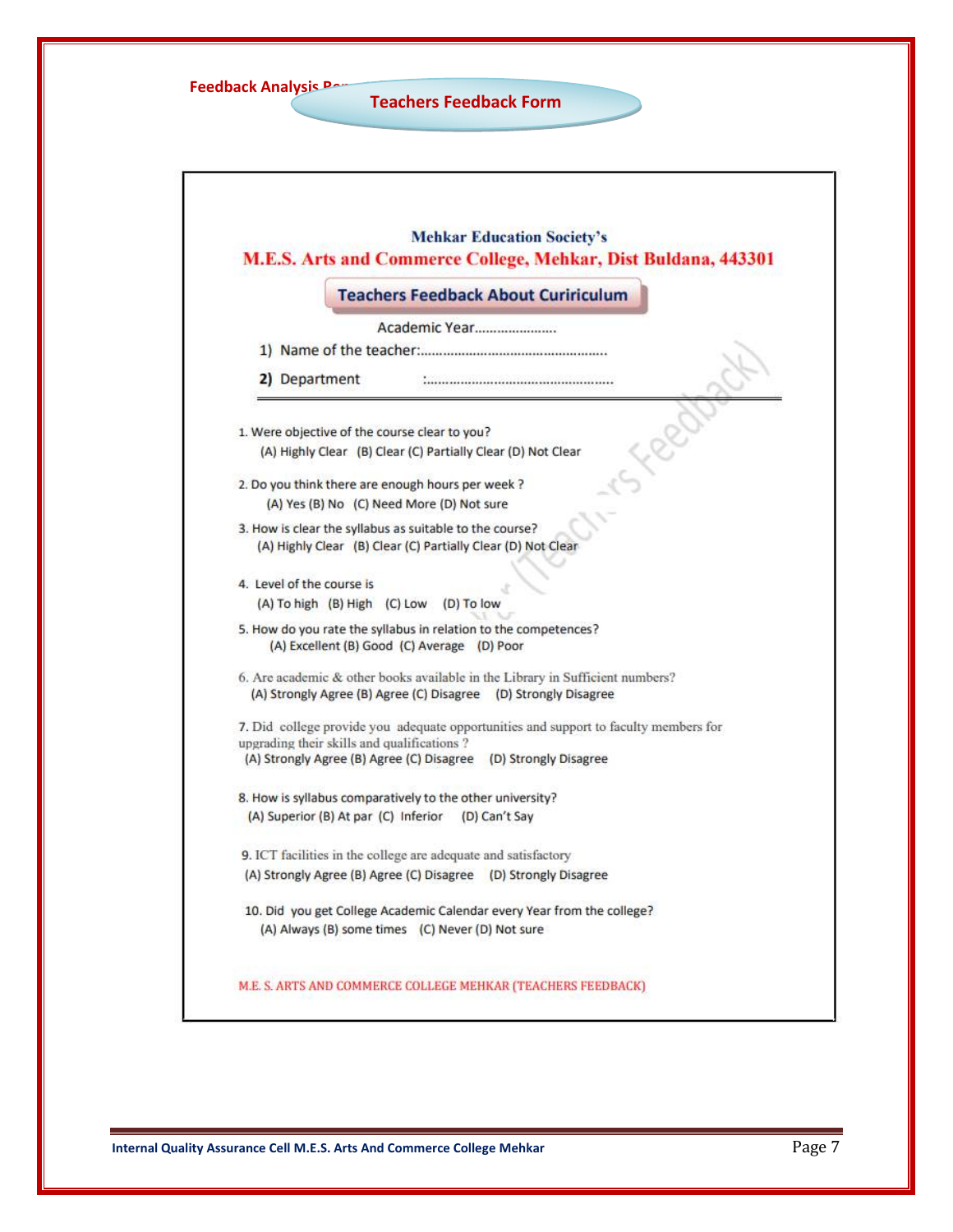## Teachers Feedback Form

Mehkar Education Society's

**M.E.S. Arts and Commerce College, Mehkar, Dist Buldana, 443301**

### Teachers Feedback About Cuririculum

Academic Year......................

1) Name of the teacher:.................................................

2) Department :.................................................

1. Were objective of the course clear to you?
   (A) Highly Clear (B) Clear (C) Partially Clear (D) Not Clear

2. Do you think there are enough hours per week ?
   (A) Yes (B) No (C) Need More (D) Not sure

3. How is clear the syllabus as suitable to the course?
   (A) Highly Clear (B) Clear (C) Partially Clear (D) Not Clear

4. Level of the course is
   (A) To high (B) High (C) Low (D) To low

5. How do you rate the syllabus in relation to the competences?
   (A) Excellent (B) Good (C) Average (D) Poor

6. Are academic & other books available in the Library in Sufficient numbers?
   (A) Strongly Agree (B) Agree (C) Disagree (D) Strongly Disagree

7. Did college provide you adequate opportunities and support to faculty members for upgrading their skills and qualifications ?
   (A) Strongly Agree (B) Agree (C) Disagree (D) Strongly Disagree

8. How is syllabus comparatively to the other university?
   (A) Superior (B) At par (C) Inferior (D) Can't Say

9. ICT facilities in the college are adequate and satisfactory
   (A) Strongly Agree (B) Agree (C) Disagree (D) Strongly Disagree

10. Did you get College Academic Calendar every Year from the college?
    (A) Always (B) some times (C) Never (D) Not sure

M.E. S. ARTS AND COMMERCE COLLEGE MEHKAR (TEACHERS FEEDBACK)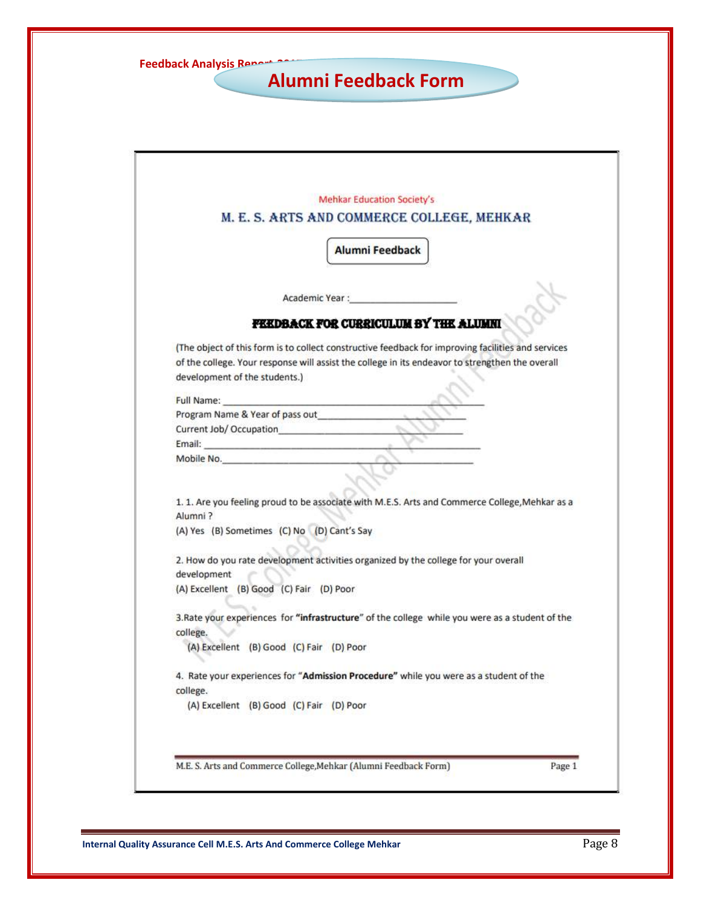# Alumni Feedback Form

Mehkar Education Society's

## M. E. S. ARTS AND COMMERCE COLLEGE, MEHKAR

**Alumni Feedback**

Academic Year :____________________

### FEEDBACK FOR CURRICULUM BY THE ALUMNI

(The object of this form is to collect constructive feedback for improving facilities and services of the college. Your response will assist the college in its endeavor to strengthen the overall development of the students.)

Full Name: ____________________________________________

Program Name & Year of pass out____________________________

Current Job/ Occupation_______________________________

Email: ______________________________________________

Mobile No.___________________________________________

1. 1. Are you feeling proud to be associate with M.E.S. Arts and Commerce College,Mehkar as a Alumni ?
(A) Yes (B) Sometimes (C) No (D) Cant's Say

2. How do you rate development activities organized by the college for your overall development
(A) Excellent (B) Good (C) Fair (D) Poor

3. Rate your experiences for **"infrastructure"** of the college while you were as a student of the college.
(A) Excellent (B) Good (C) Fair (D) Poor

4. Rate your experiences for **"Admission Procedure"** while you were as a student of the college.
(A) Excellent (B) Good (C) Fair (D) Poor

M.E. S. Arts and Commerce College,Mehkar (Alumni Feedback Form) Page 1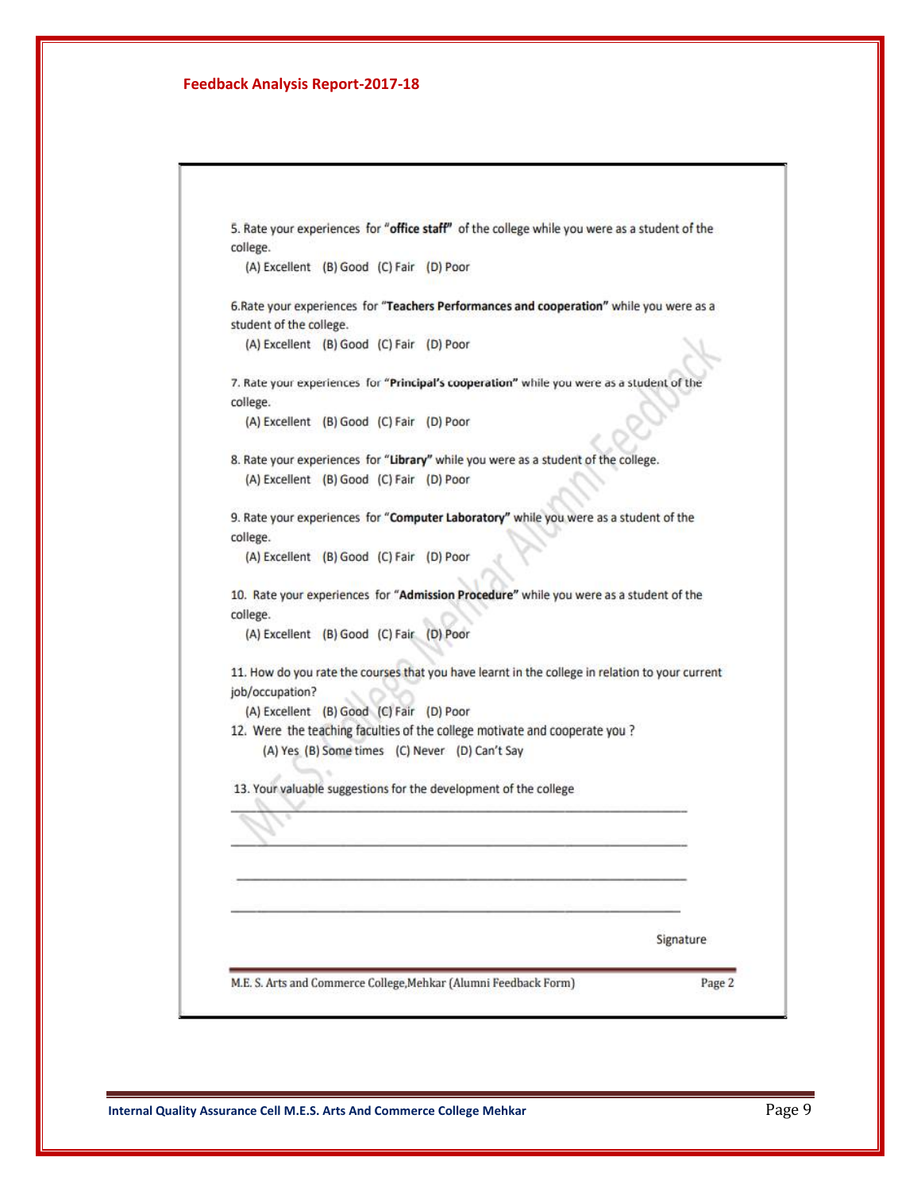**Feedback Analysis Report-2017-18**

5. Rate your experiences for "**office staff**" of the college while you were as a student of the college.
   (A) Excellent (B) Good (C) Fair (D) Poor

6. Rate your experiences for "**Teachers Performances and cooperation**" while you were as a student of the college.
   (A) Excellent (B) Good (C) Fair (D) Poor

7. Rate your experiences for "**Principal's cooperation**" while you were as a student of the college.
   (A) Excellent (B) Good (C) Fair (D) Poor

8. Rate your experiences for "**Library**" while you were as a student of the college.
   (A) Excellent (B) Good (C) Fair (D) Poor

9. Rate your experiences for "**Computer Laboratory**" while you were as a student of the college.
   (A) Excellent (B) Good (C) Fair (D) Poor

10. Rate your experiences for "**Admission Procedure**" while you were as a student of the college.
    (A) Excellent (B) Good (C) Fair (D) Poor

11. How do you rate the courses that you have learnt in the college in relation to your current job/occupation?
    (A) Excellent (B) Good (C) Fair (D) Poor

12. Were the teaching faculties of the college motivate and cooperate you ?
    (A) Yes (B) Some times (C) Never (D) Can't Say

13. Your valuable suggestions for the development of the college

_______________________________________________

_______________________________________________

_______________________________________________

_______________________________________________

Signature

M.E. S. Arts and Commerce College,Mehkar (Alumni Feedback Form) Page 2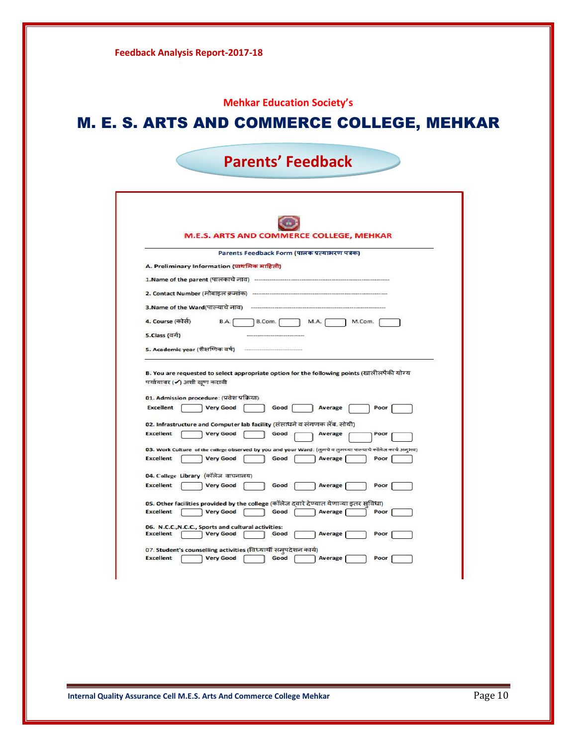Feedback Analysis Report-2017-18

Mehkar Education Society's

# M. E. S. ARTS AND COMMERCE COLLEGE, MEHKAR

## Parents' Feedback

### M.E.S. ARTS AND COMMERCE COLLEGE, MEHKAR

Parents Feedback Form (पालक प्रत्याभरण पत्रक)

**A. Preliminary Information (प्राथमिक माहिती)**

1.Name of the parent (पालकाचे नाव) ------------------------------------------------

2. Contact Number (मोबाइल क्रमांक) ------------------------------------------------

3.Name of the Ward(पाल्याचे नाव) ------------------------------------------------

4. Course (कोर्स) B.A. [ ] B.Com. [ ] M.A. [ ] M.Com. [ ]

5.Class (वर्ग) ------------------------

5. Academic year (शैक्षणिक वर्ष) ------------------------

**B. You are requested to select appropriate option for the following points (खालीलपैकी योग्य पर्यायावर (✓) अशी खूण करावी**

01. Admission procedure: (प्रवेश प्रक्रिया)
Excellent [ ] Very Good [ ] Good [ ] Average [ ] Poor [ ]

02. Infrastructure and Computer lab facility (संसाधने व संगणक लॅब. सोयी)
Excellent [ ] Very Good [ ] Good [ ] Average [ ] Poor [ ]

03. Work Culture of the college observed by you and your Ward: (तुमचे व तुमच्या पाल्याचे कॉलेज कार्य अनुभव)
Excellent [ ] Very Good [ ] Good [ ] Average [ ] Poor [ ]

04. College Library (कॉलेज वाचनालय)
Excellent [ ] Very Good [ ] Good [ ] Average [ ] Poor [ ]

05. Other facilities provided by the college (कॉलेज द्वारे देण्यात येणाऱ्या इतर सुविधा)
Excellent [ ] Very Good [ ] Good [ ] Average [ ] Poor [ ]

06. N.C.C.,N.C.C., Sports and cultural activities:
Excellent [ ] Very Good [ ] Good [ ] Average [ ] Poor [ ]

07. Student's counselling activities (विद्यार्थी समुपदेशन कार्य)
Excellent [ ] Very Good [ ] Good [ ] Average [ ] Poor [ ]

Internal Quality Assurance Cell M.E.S. Arts And Commerce College Mehkar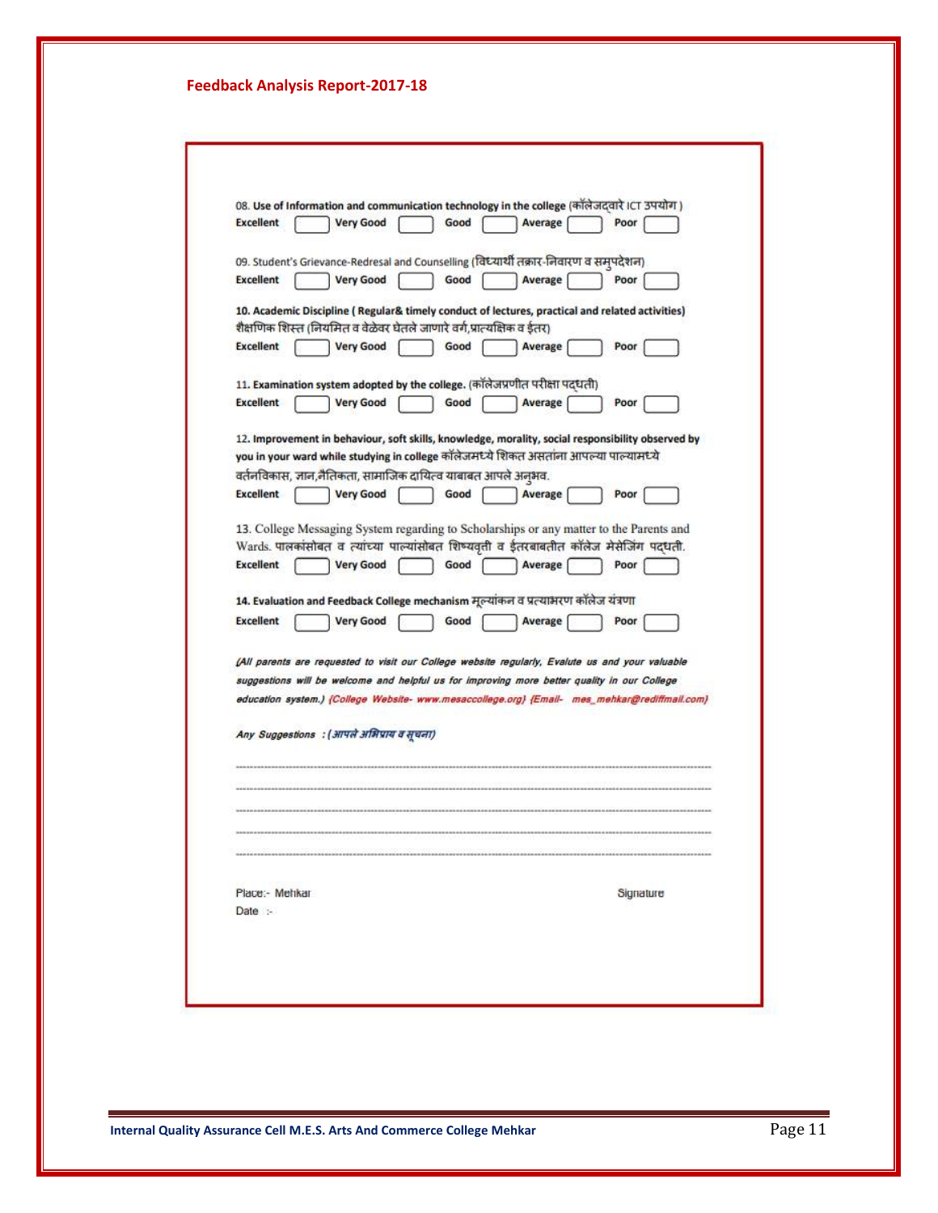## Feedback Analysis Report-2017-18

**08. Use of Information and communication technology in the college** (कॉलेजद्वारे ICT उपयोग )

**Excellent** [ ] **Very Good** [ ] **Good** [ ] **Average** [ ] **Poor** [ ]

09. Student's Grievance-Redresal and Counselling (विद्यार्थी तक्रार-निवारण व समुपदेशन)

**Excellent** [ ] **Very Good** [ ] **Good** [ ] **Average** [ ] **Poor** [ ]

**10. Academic Discipline ( Regular& timely conduct of lectures, practical and related activities)** शैक्षणिक शिस्त (नियमित व वेळेवर घेतले जाणारे वर्ग,प्रात्यक्षिक व ईतर)

**Excellent** [ ] **Very Good** [ ] **Good** [ ] **Average** [ ] **Poor** [ ]

**11. Examination system adopted by the college.** (कॉलेजप्रणीत परीक्षा पद्धती)

**Excellent** [ ] **Very Good** [ ] **Good** [ ] **Average** [ ] **Poor** [ ]

**12. Improvement in behaviour, soft skills, knowledge, morality, social responsibility observed by you in your ward while studying in college** कॉलेजमध्ये शिकत असतांना आपल्या पाल्यामध्ये वर्तनविकास, ज्ञान,नैतिकता, सामाजिक दायित्व याबाबत आपले अनुभव.

**Excellent** [ ] **Very Good** [ ] **Good** [ ] **Average** [ ] **Poor** [ ]

13. College Messaging System regarding to Scholarships or any matter to the Parents and Wards. पालकांसोबत व त्यांच्या पाल्यांसोबत शिष्यवृती व ईतरबाबतीत कॉलेज मेसेजिंग पद्धती.

**Excellent** [ ] **Very Good** [ ] **Good** [ ] **Average** [ ] **Poor** [ ]

**14. Evaluation and Feedback College mechanism** मूल्यांकन व प्रत्याभरण कॉलेज यंत्रणा

**Excellent** [ ] **Very Good** [ ] **Good** [ ] **Average** [ ] **Poor** [ ]

*(All parents are requested to visit our College website regularly, Evalute us and your valuable suggestions will be welcome and helpful us for improving more better quality in our College education system.) {College Website- www.mesaccollege.org} {Email- mes_mehkar@rediffmail.com}*

*Any Suggestions : (आपले अभिप्राय व सूचना)*

-----------------------------------------------------------------------------------------------------------

-----------------------------------------------------------------------------------------------------------

-----------------------------------------------------------------------------------------------------------

-----------------------------------------------------------------------------------------------------------

-----------------------------------------------------------------------------------------------------------

Place:- Mehkar

Date :-

Signature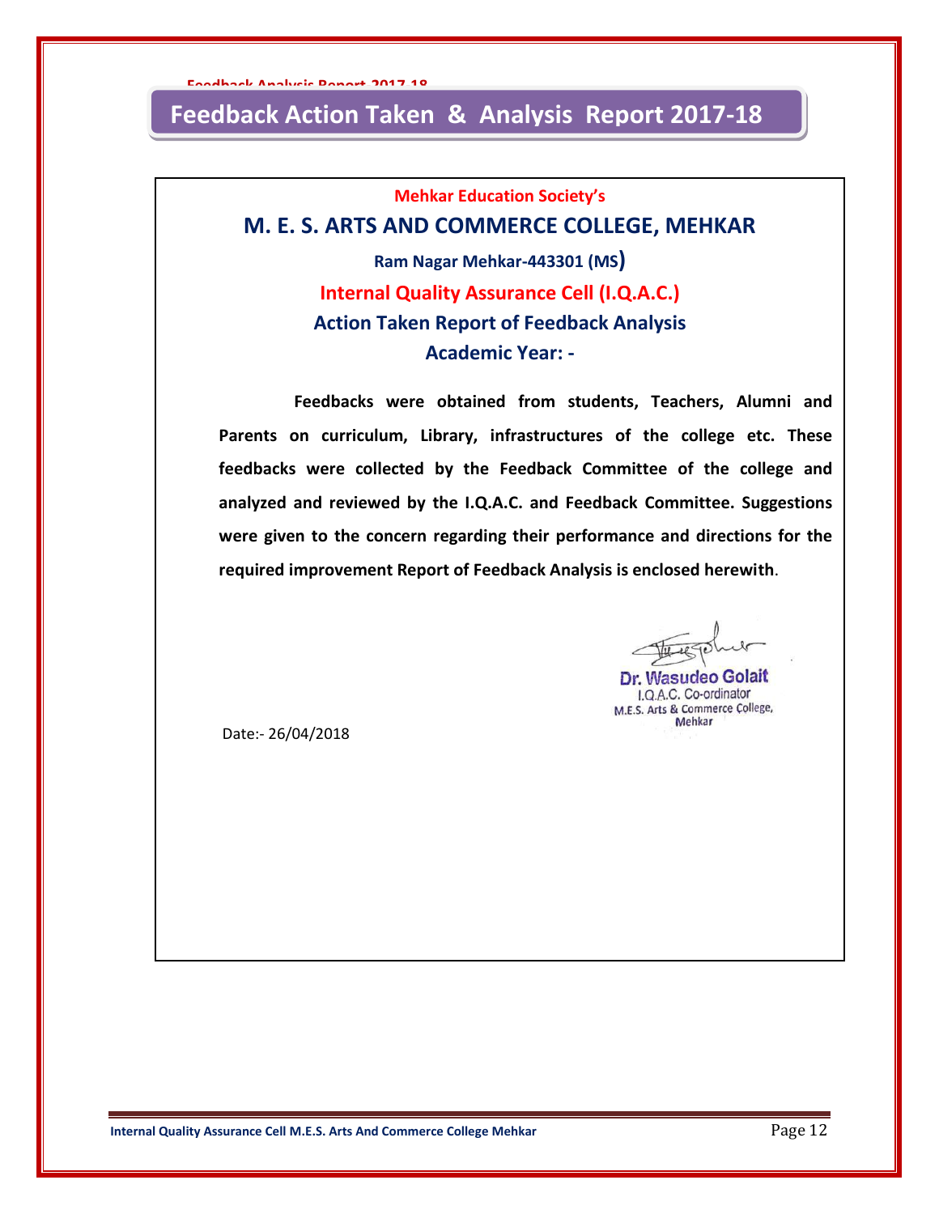# Feedback Action Taken & Analysis Report 2017-18

**Mehkar Education Society's**

## M. E. S. ARTS AND COMMERCE COLLEGE, MEHKAR

**Ram Nagar Mehkar-443301 (MS)**

### Internal Quality Assurance Cell (I.Q.A.C.)

### Action Taken Report of Feedback Analysis

### Academic Year: -

**Feedbacks were obtained from students, Teachers, Alumni and Parents on curriculum, Library, infrastructures of the college etc. These feedbacks were collected by the Feedback Committee of the college and analyzed and reviewed by the I.Q.A.C. and Feedback Committee. Suggestions were given to the concern regarding their performance and directions for the required improvement Report of Feedback Analysis is enclosed herewith**.

Dr. Wasudeo Golait
I.Q.A.C. Co-ordinator
M.E.S. Arts & Commerce College,
Mehkar

Date:- 26/04/2018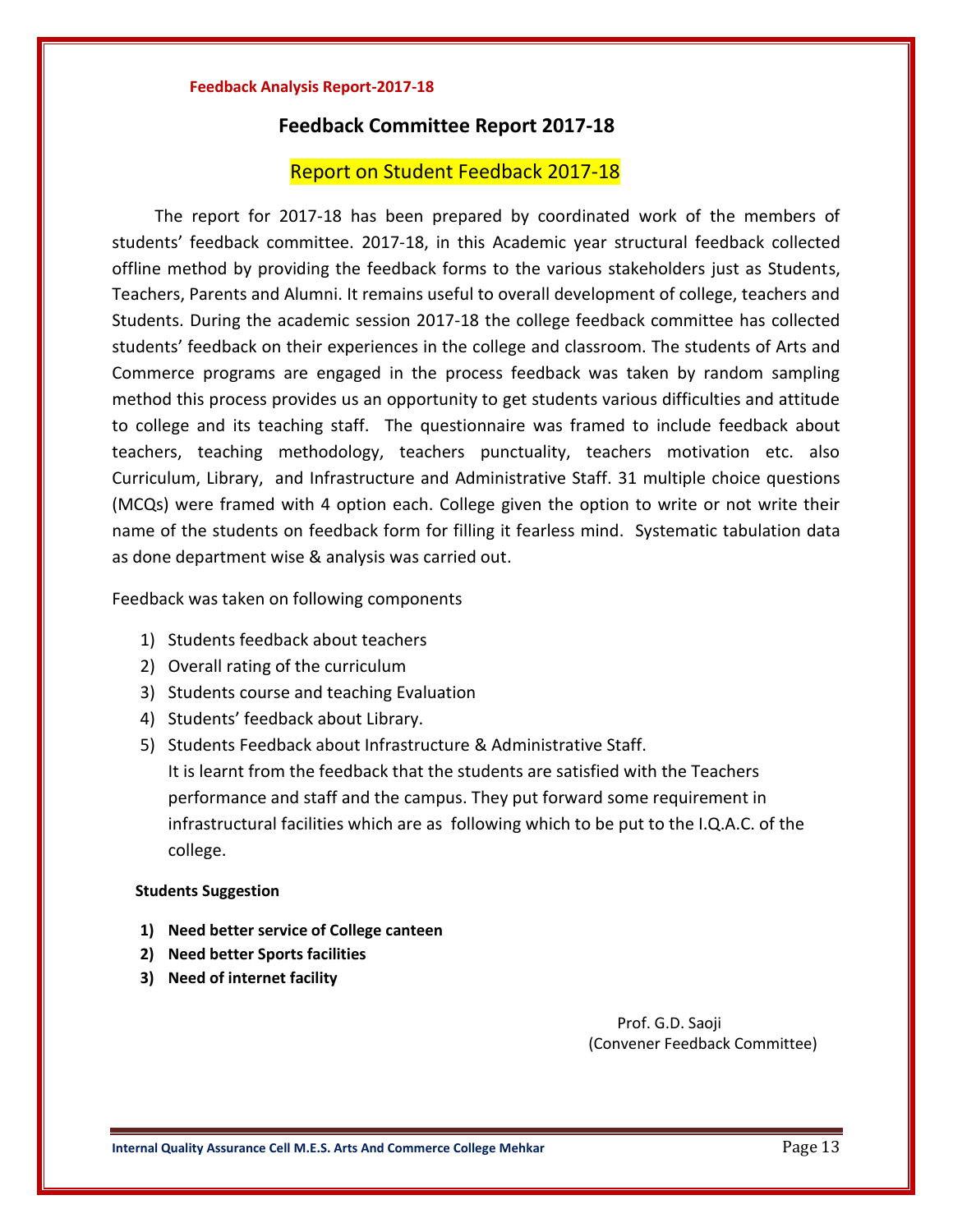**Feedback Analysis Report-2017-18**

## Feedback Committee Report 2017-18

### Report on Student Feedback 2017-18

The report for 2017-18 has been prepared by coordinated work of the members of students' feedback committee. 2017-18, in this Academic year structural feedback collected offline method by providing the feedback forms to the various stakeholders just as Students, Teachers, Parents and Alumni. It remains useful to overall development of college, teachers and Students. During the academic session 2017-18 the college feedback committee has collected students' feedback on their experiences in the college and classroom. The students of Arts and Commerce programs are engaged in the process feedback was taken by random sampling method this process provides us an opportunity to get students various difficulties and attitude to college and its teaching staff. The questionnaire was framed to include feedback about teachers, teaching methodology, teachers punctuality, teachers motivation etc. also Curriculum, Library, and Infrastructure and Administrative Staff. 31 multiple choice questions (MCQs) were framed with 4 option each. College given the option to write or not write their name of the students on feedback form for filling it fearless mind. Systematic tabulation data as done department wise & analysis was carried out.

Feedback was taken on following components

1) Students feedback about teachers
2) Overall rating of the curriculum
3) Students course and teaching Evaluation
4) Students' feedback about Library.
5) Students Feedback about Infrastructure & Administrative Staff.
   It is learnt from the feedback that the students are satisfied with the Teachers performance and staff and the campus. They put forward some requirement in infrastructural facilities which are as following which to be put to the I.Q.A.C. of the college.

**Students Suggestion**

1) **Need better service of College canteen**
2) **Need better Sports facilities**
3) **Need of internet facility**

Prof. G.D. Saoji
(Convener Feedback Committee)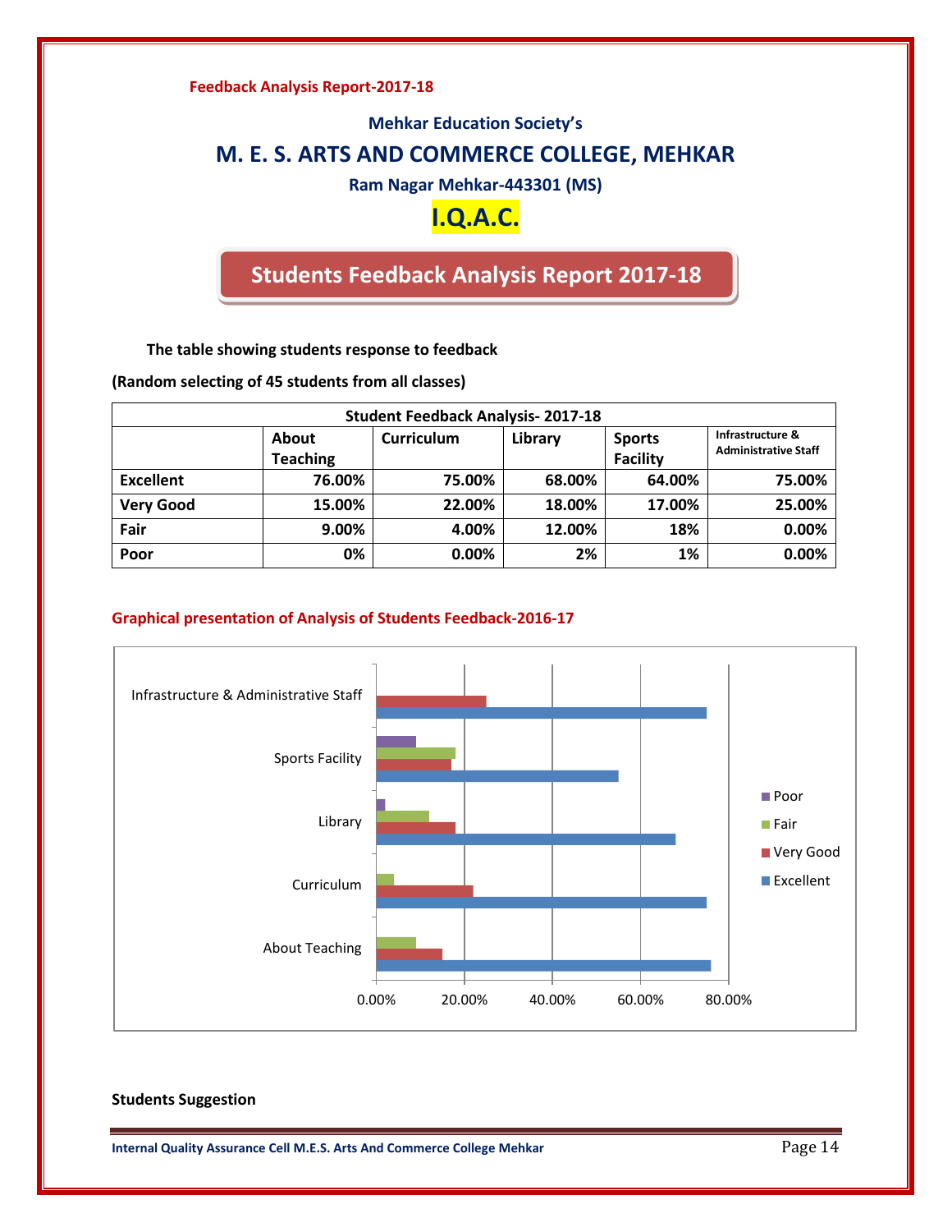**Feedback Analysis Report-2017-18**

### Mehkar Education Society's

# M. E. S. ARTS AND COMMERCE COLLEGE, MEHKAR

### Ram Nagar Mehkar-443301 (MS)

## I.Q.A.C.

## Students Feedback Analysis Report 2017-18

**The table showing students response to feedback**

**(Random selecting of 45 students from all classes)**

| Student Feedback Analysis- 2017-18 | | | | | |
|---|---|---|---|---|---|
| | About Teaching | Curriculum | Library | Sports Facility | Infrastructure & Administrative Staff |
| **Excellent** | 76.00% | 75.00% | 68.00% | 64.00% | 75.00% |
| **Very Good** | 15.00% | 22.00% | 18.00% | 17.00% | 25.00% |
| **Fair** | 9.00% | 4.00% | 12.00% | 18% | 0.00% |
| **Poor** | 0% | 0.00% | 2% | 1% | 0.00% |

**Graphical presentation of Analysis of Students Feedback-2016-17**

**Students Suggestion**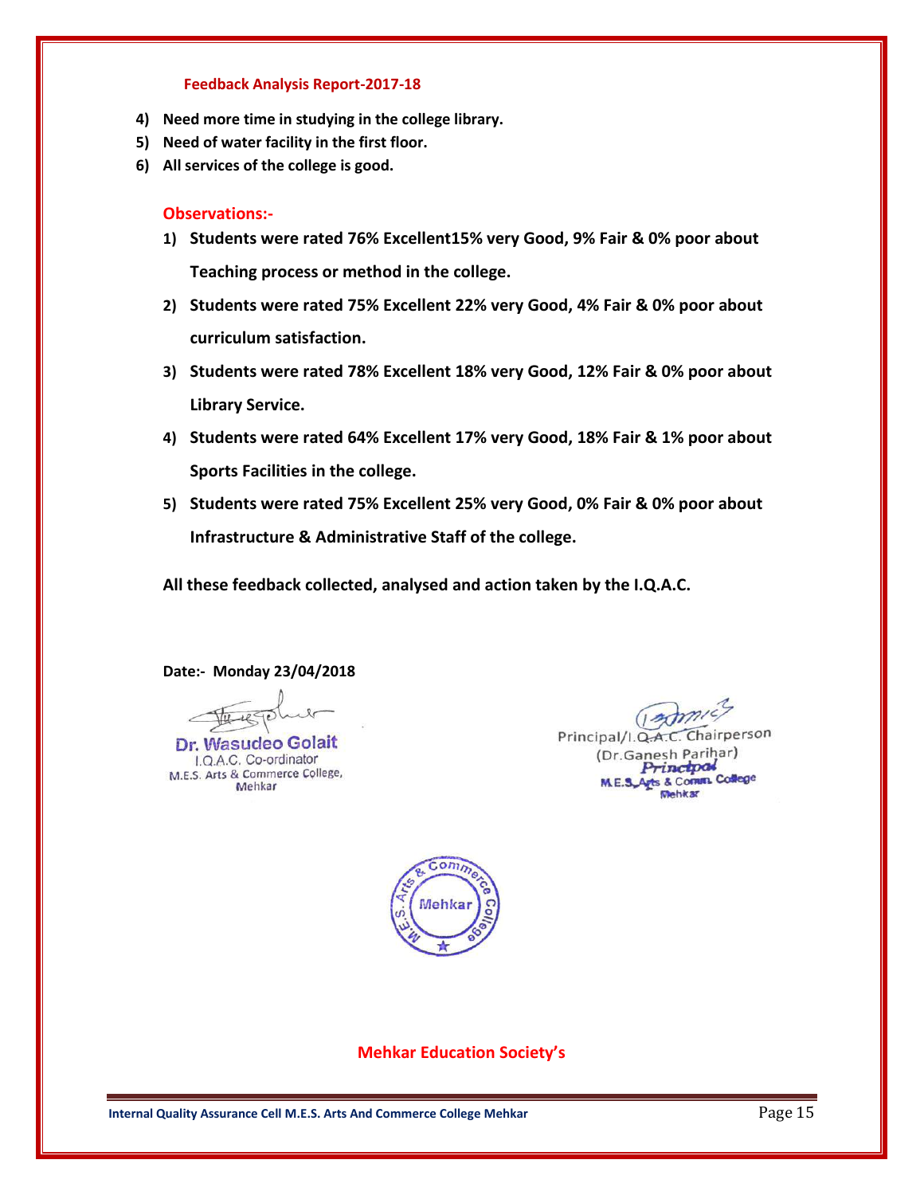**Feedback Analysis Report-2017-18**

4) Need more time in studying in the college library.
5) Need of water facility in the first floor.
6) All services of the college is good.

**Observations:-**

1) Students were rated 76% Excellent15% very Good, 9% Fair & 0% poor about Teaching process or method in the college.
2) Students were rated 75% Excellent 22% very Good, 4% Fair & 0% poor about curriculum satisfaction.
3) Students were rated 78% Excellent 18% very Good, 12% Fair & 0% poor about Library Service.
4) Students were rated 64% Excellent 17% very Good, 18% Fair & 1% poor about Sports Facilities in the college.
5) Students were rated 75% Excellent 25% very Good, 0% Fair & 0% poor about Infrastructure & Administrative Staff of the college.

**All these feedback collected, analysed and action taken by the I.Q.A.C.**

**Date:- Monday 23/04/2018**

Dr. Wasudeo Golait
I.Q.A.C. Co-ordinator
M.E.S. Arts & Commerce College,
Mehkar

Principal/I.Q.A.C. Chairperson
(Dr.Ganesh Parihar)
Principal
M.E.S. Arts & Comm. College
Mehkar

M.E.S. Arts & Commerce College Mehkar

**Mehkar Education Society's**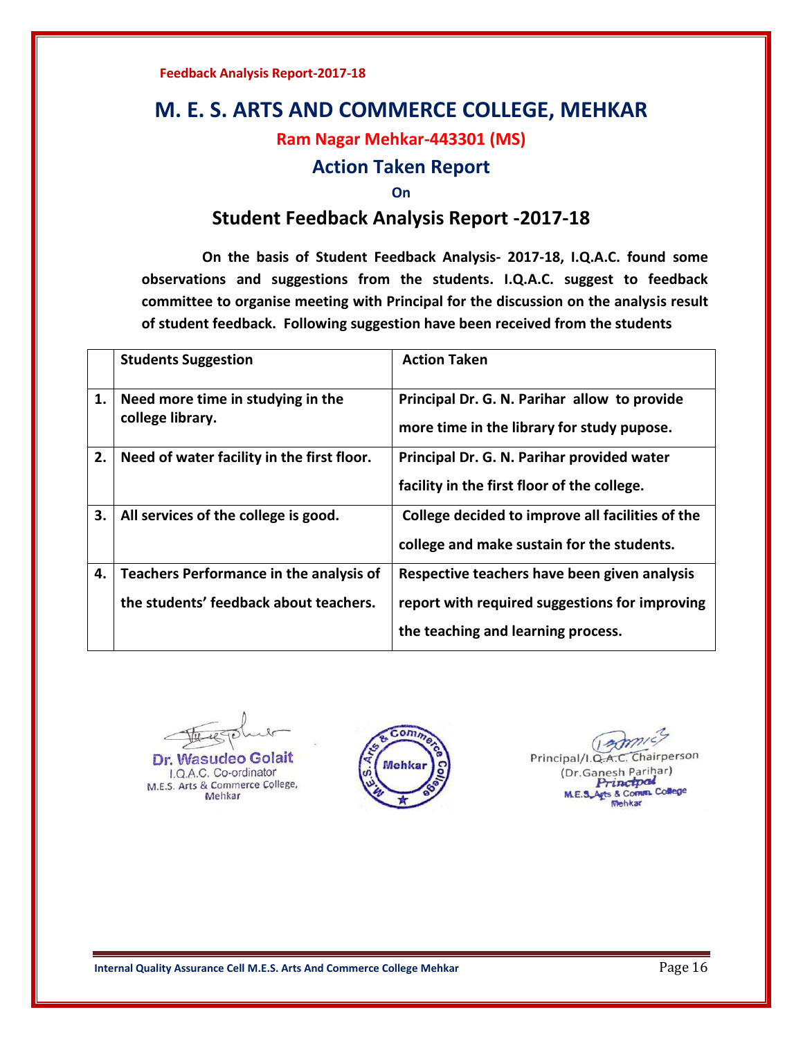Feedback Analysis Report-2017-18

# M. E. S. ARTS AND COMMERCE COLLEGE, MEHKAR

**Ram Nagar Mehkar-443301 (MS)**

## Action Taken Report

**On**

## Student Feedback Analysis Report -2017-18

**On the basis of Student Feedback Analysis- 2017-18, I.Q.A.C. found some observations and suggestions from the students. I.Q.A.C. suggest to feedback committee to organise meeting with Principal for the discussion on the analysis result of student feedback. Following suggestion have been received from the students**

| | Students Suggestion | Action Taken |
|---|---|---|
| 1. | Need more time in studying in the college library. | Principal Dr. G. N. Parihar allow to provide more time in the library for study pupose. |
| 2. | Need of water facility in the first floor. | Principal Dr. G. N. Parihar provided water facility in the first floor of the college. |
| 3. | All services of the college is good. | College decided to improve all facilities of the college and make sustain for the students. |
| 4. | Teachers Performance in the analysis of the students' feedback about teachers. | Respective teachers have been given analysis report with required suggestions for improving the teaching and learning process. |

Dr. Wasudeo Golait
I.Q.A.C. Co-ordinator
M.E.S. Arts & Commerce College,
Mehkar

M.E.S. Arts & Commerce College Mehkar

Principal/I.Q.A.C. Chairperson
(Dr.Ganesh Parihar)
Principal
M.E.S. Arts & Comm. College
Mehkar

Internal Quality Assurance Cell M.E.S. Arts And Commerce College Mehkar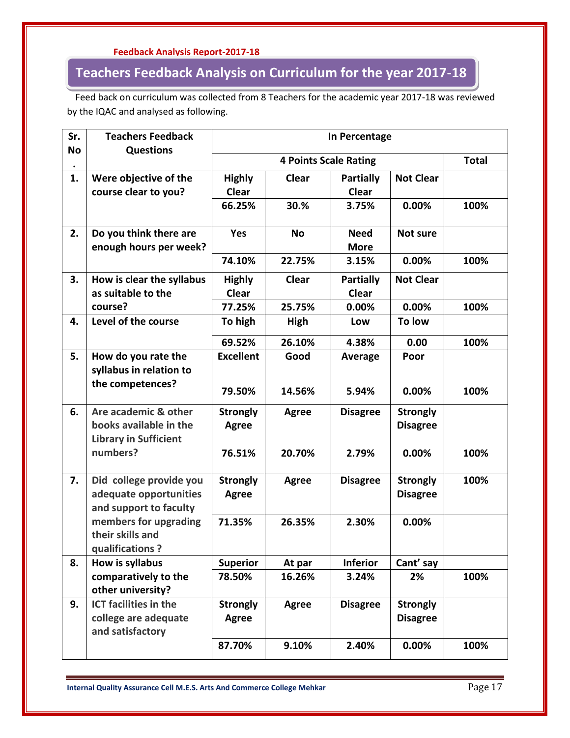Feedback Analysis Report-2017-18

# Teachers Feedback Analysis on Curriculum for the year 2017-18

Feed back on curriculum was collected from 8 Teachers for the academic year 2017-18 was reviewed by the IQAC and analysed as following.

| Sr. No. | Teachers Feedback Questions | In Percentage | | | | |
|---|---|---|---|---|---|---|
| | | 4 Points Scale Rating | | | | Total |
| 1. | Were objective of the course clear to you? | Highly Clear | Clear | Partially Clear | Not Clear | |
| | | 66.25% | 30.% | 3.75% | 0.00% | 100% |
| 2. | Do you think there are enough hours per week? | Yes | No | Need More | Not sure | |
| | | 74.10% | 22.75% | 3.15% | 0.00% | 100% |
| 3. | How is clear the syllabus as suitable to the course? | Highly Clear | Clear | Partially Clear | Not Clear | |
| | | 77.25% | 25.75% | 0.00% | 0.00% | 100% |
| 4. | Level of the course | To high | High | Low | To low | |
| | | 69.52% | 26.10% | 4.38% | 0.00 | 100% |
| 5. | How do you rate the syllabus in relation to the competences? | Excellent | Good | Average | Poor | |
| | | 79.50% | 14.56% | 5.94% | 0.00% | 100% |
| 6. | Are academic & other books available in the Library in Sufficient numbers? | Strongly Agree | Agree | Disagree | Strongly Disagree | |
| | | 76.51% | 20.70% | 2.79% | 0.00% | 100% |
| 7. | Did college provide you adequate opportunities and support to faculty members for upgrading their skills and qualifications ? | Strongly Agree | Agree | Disagree | Strongly Disagree | 100% |
| | | 71.35% | 26.35% | 2.30% | 0.00% | |
| 8. | How is syllabus comparatively to the other university? | Superior | At par | Inferior | Cant' say | |
| | | 78.50% | 16.26% | 3.24% | 2% | 100% |
| 9. | ICT facilities in the college are adequate and satisfactory | Strongly Agree | Agree | Disagree | Strongly Disagree | |
| | | 87.70% | 9.10% | 2.40% | 0.00% | 100% |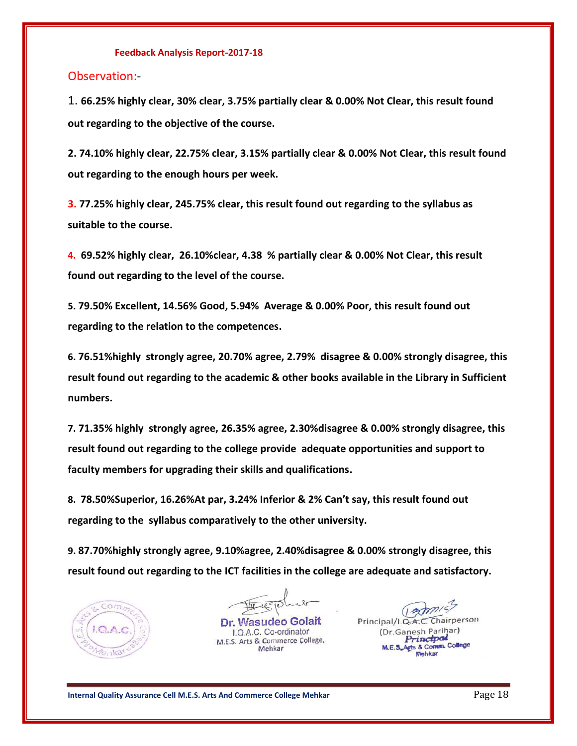**Feedback Analysis Report-2017-18**

Observation:-

1. **66.25% highly clear, 30% clear, 3.75% partially clear & 0.00% Not Clear, this result found out regarding to the objective of the course.**

2. **74.10% highly clear, 22.75% clear, 3.15% partially clear & 0.00% Not Clear, this result found out regarding to the enough hours per week.**

3. **77.25% highly clear, 245.75% clear, this result found out regarding to the syllabus as suitable to the course.**

4. **69.52% highly clear, 26.10%clear, 4.38 % partially clear & 0.00% Not Clear, this result found out regarding to the level of the course.**

5. **79.50% Excellent, 14.56% Good, 5.94% Average & 0.00% Poor, this result found out regarding to the relation to the competences.**

6. **76.51%highly strongly agree, 20.70% agree, 2.79% disagree & 0.00% strongly disagree, this result found out regarding to the academic & other books available in the Library in Sufficient numbers.**

7. **71.35% highly strongly agree, 26.35% agree, 2.30%disagree & 0.00% strongly disagree, this result found out regarding to the college provide adequate opportunities and support to faculty members for upgrading their skills and qualifications.**

8. **78.50%Superior, 16.26%At par, 3.24% Inferior & 2% Can't say, this result found out regarding to the syllabus comparatively to the other university.**

9. **87.70%highly strongly agree, 9.10%agree, 2.40%disagree & 0.00% strongly disagree, this result found out regarding to the ICT facilities in the college are adequate and satisfactory.**

I.Q.A.C. M.E.S. Arts & Commerce College, Mehkar

**Dr. Wasudeo Golait**
I.Q.A.C. Co-ordinator
M.E.S. Arts & Commerce College,
Mehkar

Principal/I.Q.A.C. Chairperson
(Dr.Ganesh Parihar)
Principal
M.E.S. Arts & Comm. College
Mehkar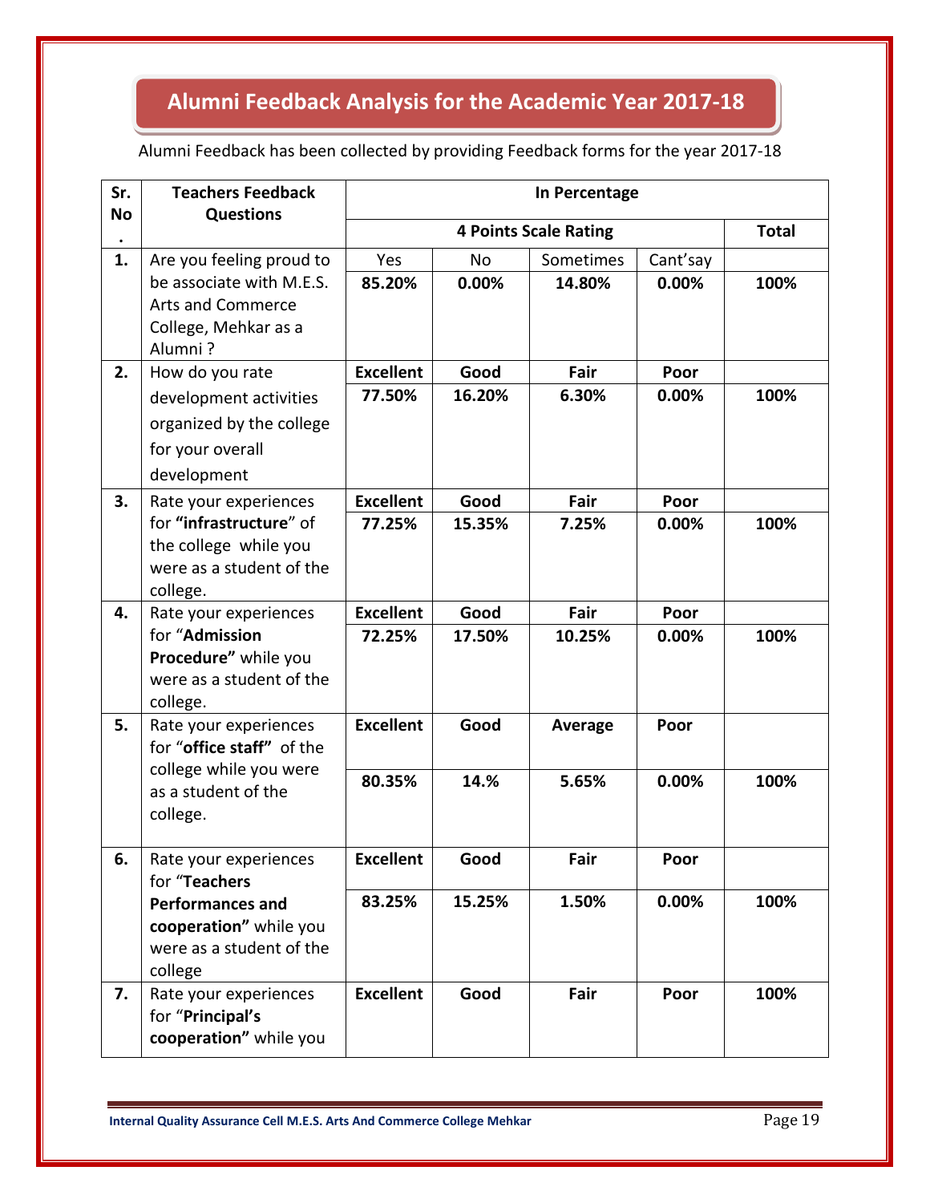# Alumni Feedback Analysis for the Academic Year 2017-18

Alumni Feedback has been collected by providing Feedback forms for the year 2017-18

| Sr. No. | Teachers Feedback Questions | In Percentage | | | | |
|---|---|---|---|---|---|---|
| | | 4 Points Scale Rating | | | | Total |
| 1. | Are you feeling proud to be associate with M.E.S. Arts and Commerce College, Mehkar as a Alumni ? | Yes | No | Sometimes | Cant'say | |
| | | **85.20%** | **0.00%** | **14.80%** | **0.00%** | **100%** |
| 2. | How do you rate development activities organized by the college for your overall development | **Excellent** | **Good** | **Fair** | **Poor** | |
| | | **77.50%** | **16.20%** | **6.30%** | **0.00%** | **100%** |
| 3. | Rate your experiences for **"infrastructure**" of the college while you were as a student of the college. | **Excellent** | **Good** | **Fair** | **Poor** | |
| | | **77.25%** | **15.35%** | **7.25%** | **0.00%** | **100%** |
| 4. | Rate your experiences for "**Admission Procedure"** while you were as a student of the college. | **Excellent** | **Good** | **Fair** | **Poor** | |
| | | **72.25%** | **17.50%** | **10.25%** | **0.00%** | **100%** |
| 5. | Rate your experiences for "**office staff"** of the college while you were as a student of the college. | **Excellent** | **Good** | **Average** | **Poor** | |
| | | **80.35%** | **14.%** | **5.65%** | **0.00%** | **100%** |
| 6. | Rate your experiences for "**Teachers Performances and cooperation"** while you were as a student of the college | **Excellent** | **Good** | **Fair** | **Poor** | |
| | | **83.25%** | **15.25%** | **1.50%** | **0.00%** | **100%** |
| 7. | Rate your experiences for "**Principal's cooperation"** while you | **Excellent** | **Good** | **Fair** | **Poor** | **100%** |

Internal Quality Assurance Cell M.E.S. Arts And Commerce College Mehkar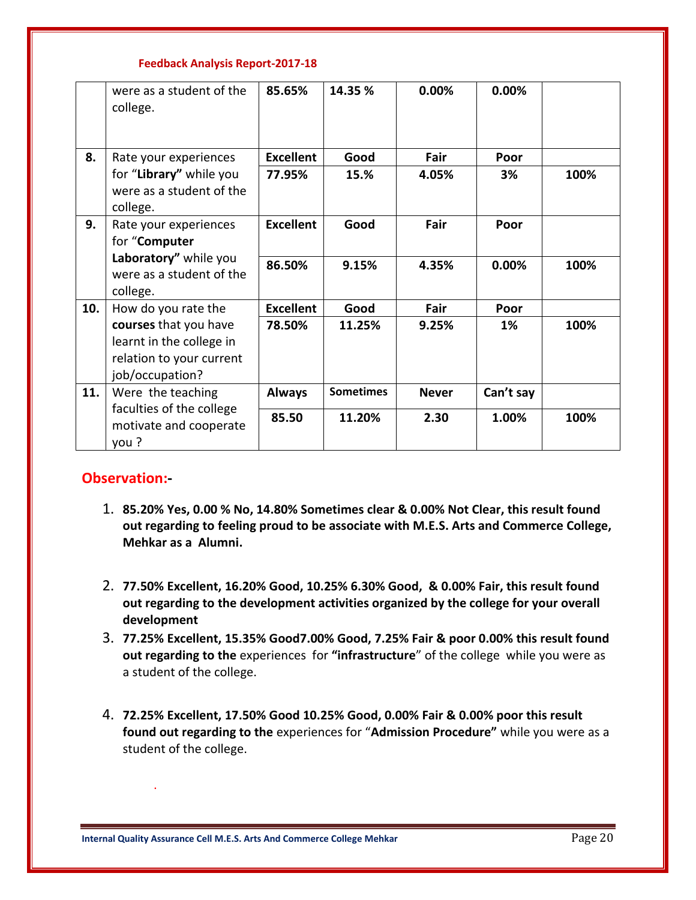**Feedback Analysis Report-2017-18**

| | | | | | | |
|---|---|---|---|---|---|---|
| | were as a student of the college. | **85.65%** | **14.35 %** | **0.00%** | **0.00%** | |
| **8.** | Rate your experiences for "**Library"** while you were as a student of the college. | **Excellent** | **Good** | **Fair** | **Poor** | |
| | | **77.95%** | **15.%** | **4.05%** | **3%** | **100%** |
| **9.** | Rate your experiences for "**Computer Laboratory"** while you were as a student of the college. | **Excellent** | **Good** | **Fair** | **Poor** | |
| | | **86.50%** | **9.15%** | **4.35%** | **0.00%** | **100%** |
| **10.** | How do you rate the **courses** that you have learnt in the college in relation to your current job/occupation? | **Excellent** | **Good** | **Fair** | **Poor** | |
| | | **78.50%** | **11.25%** | **9.25%** | **1%** | **100%** |
| **11.** | Were the teaching faculties of the college motivate and cooperate you ? | **Always** | **Sometimes** | **Never** | **Can't say** | |
| | | **85.50** | **11.20%** | **2.30** | **1.00%** | **100%** |

## Observation:-

1. **85.20% Yes, 0.00 % No, 14.80% Sometimes clear & 0.00% Not Clear, this result found out regarding to feeling proud to be associate with M.E.S. Arts and Commerce College, Mehkar as a Alumni.**

2. **77.50% Excellent, 16.20% Good, 10.25% 6.30% Good, & 0.00% Fair, this result found out regarding to the development activities organized by the college for your overall development**

3. **77.25% Excellent, 15.35% Good7.00% Good, 7.25% Fair & poor 0.00% this result found out regarding to the** experiences for **"infrastructure**" of the college while you were as a student of the college.

4. **72.25% Excellent, 17.50% Good 10.25% Good, 0.00% Fair & 0.00% poor this result found out regarding to the** experiences for "**Admission Procedure"** while you were as a student of the college.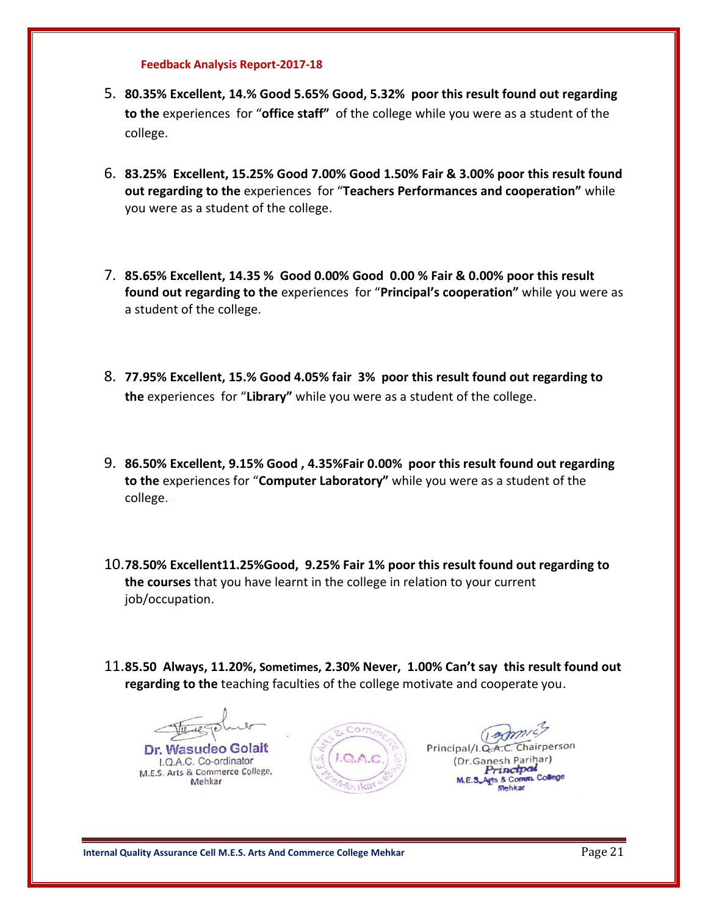**Feedback Analysis Report-2017-18**

5. **80.35% Excellent, 14.% Good 5.65% Good, 5.32% poor this result found out regarding to the** experiences for "**office staff"** of the college while you were as a student of the college.

6. **83.25% Excellent, 15.25% Good 7.00% Good 1.50% Fair & 3.00% poor this result found out regarding to the** experiences for "**Teachers Performances and cooperation"** while you were as a student of the college.

7. **85.65% Excellent, 14.35 % Good 0.00% Good 0.00 % Fair & 0.00% poor this result found out regarding to the** experiences for "**Principal's cooperation"** while you were as a student of the college.

8. **77.95% Excellent, 15.% Good 4.05% fair 3% poor this result found out regarding to the** experiences for "**Library"** while you were as a student of the college.

9. **86.50% Excellent, 9.15% Good , 4.35%Fair 0.00% poor this result found out regarding to the** experiences for "**Computer Laboratory"** while you were as a student of the college.

10. **78.50% Excellent11.25%Good, 9.25% Fair 1% poor this result found out regarding to the courses** that you have learnt in the college in relation to your current job/occupation.

11. **85.50 Always, 11.20%, Sometimes, 2.30% Never, 1.00% Can't say this result found out regarding to the** teaching faculties of the college motivate and cooperate you.

**Dr. Wasudeo Golait**
I.Q.A.C. Co-ordinator
M.E.S. Arts & Commerce College,
Mehkar

Principal/I.Q.A.C. Chairperson
(Dr.Ganesh Parihar)
Principal
M.E.S. Arts & Comm. College
Mehkar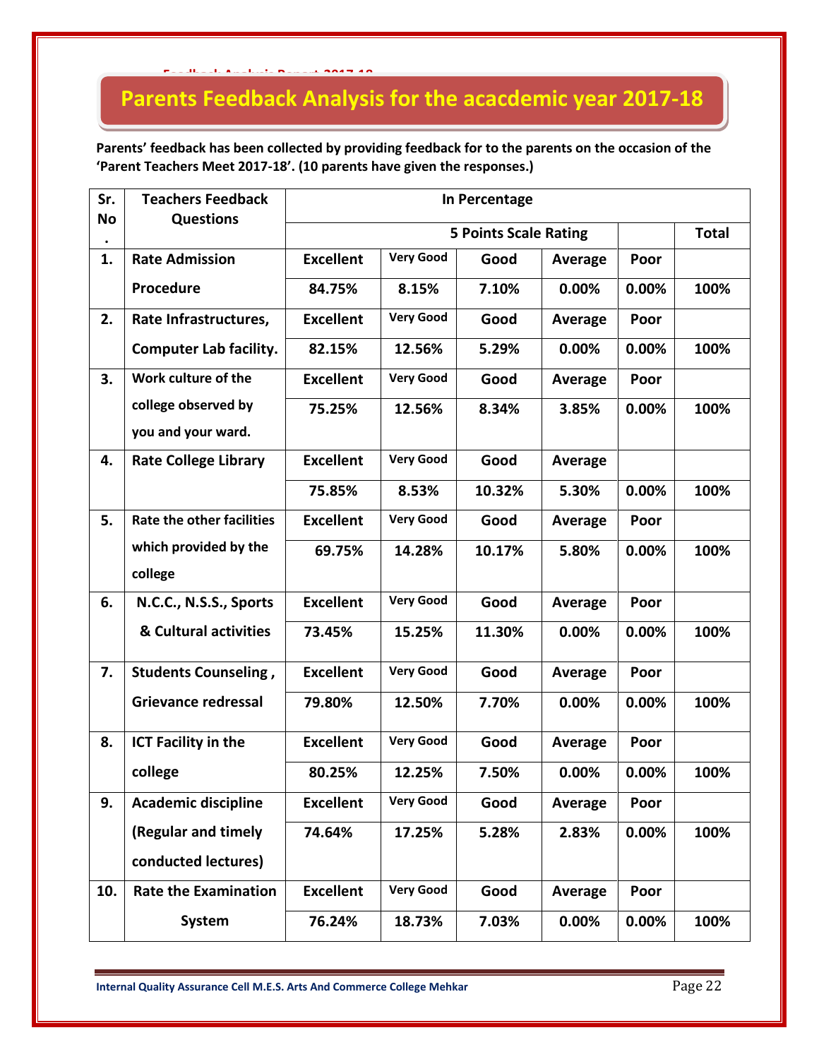# Parents Feedback Analysis for the acacdemic year 2017-18

**Parents' feedback has been collected by providing feedback for to the parents on the occasion of the 'Parent Teachers Meet 2017-18'. (10 parents have given the responses.)**

| Sr. No. | Teachers Feedback Questions | In Percentage | | | | | |
|---|---|---|---|---|---|---|---|
| | | 5 Points Scale Rating | | | | | Total |
| 1. | Rate Admission Procedure | Excellent | Very Good | Good | Average | Poor | |
| | | 84.75% | 8.15% | 7.10% | 0.00% | 0.00% | 100% |
| 2. | Rate Infrastructures, Computer Lab facility. | Excellent | Very Good | Good | Average | Poor | |
| | | 82.15% | 12.56% | 5.29% | 0.00% | 0.00% | 100% |
| 3. | Work culture of the college observed by you and your ward. | Excellent | Very Good | Good | Average | Poor | |
| | | 75.25% | 12.56% | 8.34% | 3.85% | 0.00% | 100% |
| 4. | Rate College Library | Excellent | Very Good | Good | Average | | |
| | | 75.85% | 8.53% | 10.32% | 5.30% | 0.00% | 100% |
| 5. | Rate the other facilities which provided by the college | Excellent | Very Good | Good | Average | Poor | |
| | | 69.75% | 14.28% | 10.17% | 5.80% | 0.00% | 100% |
| 6. | N.C.C., N.S.S., Sports & Cultural activities | Excellent | Very Good | Good | Average | Poor | |
| | | 73.45% | 15.25% | 11.30% | 0.00% | 0.00% | 100% |
| 7. | Students Counseling , Grievance redressal | Excellent | Very Good | Good | Average | Poor | |
| | | 79.80% | 12.50% | 7.70% | 0.00% | 0.00% | 100% |
| 8. | ICT Facility in the college | Excellent | Very Good | Good | Average | Poor | |
| | | 80.25% | 12.25% | 7.50% | 0.00% | 0.00% | 100% |
| 9. | Academic discipline (Regular and timely conducted lectures) | Excellent | Very Good | Good | Average | Poor | |
| | | 74.64% | 17.25% | 5.28% | 2.83% | 0.00% | 100% |
| 10. | Rate the Examination System | Excellent | Very Good | Good | Average | Poor | |
| | | 76.24% | 18.73% | 7.03% | 0.00% | 0.00% | 100% |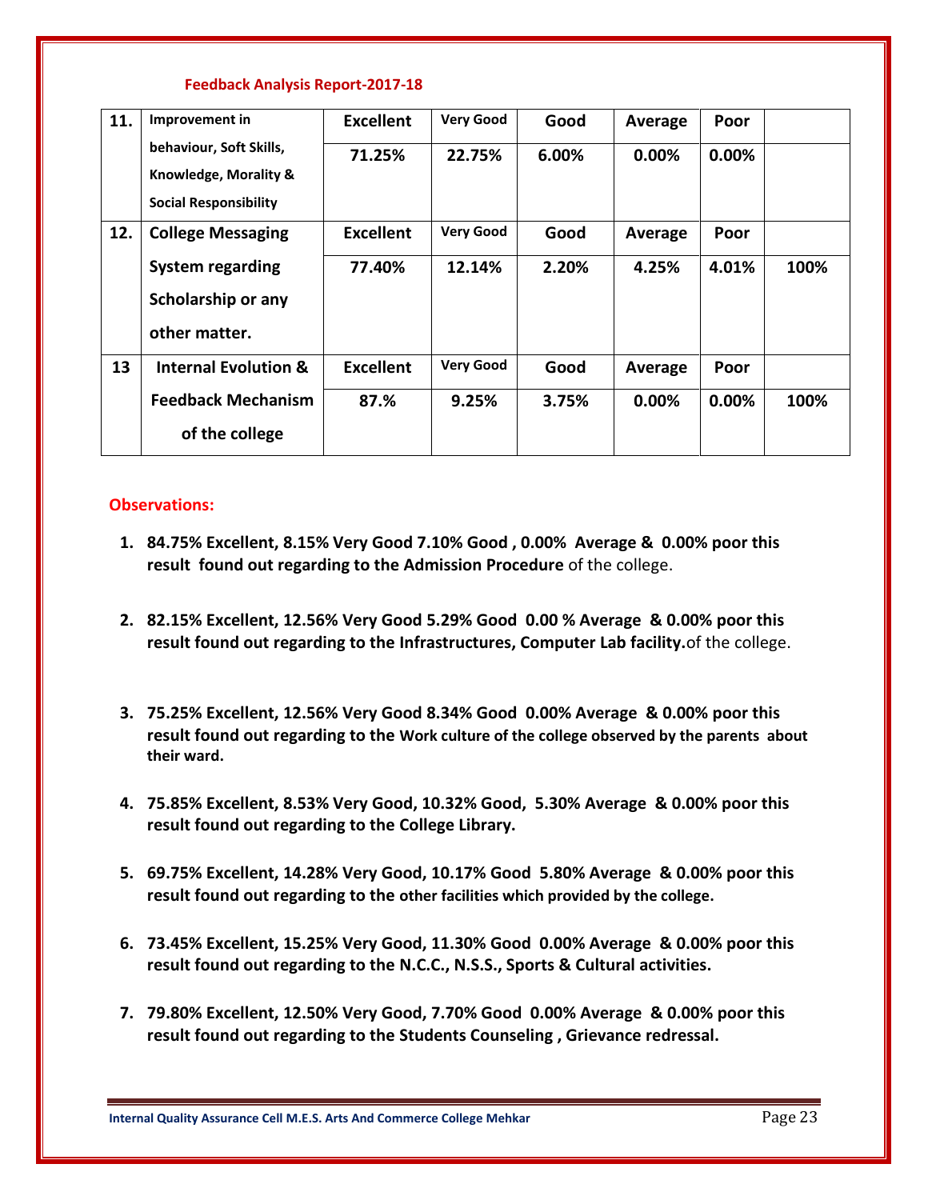**Feedback Analysis Report-2017-18**

| | | | | | | | |
|---|---|---|---|---|---|---|---|
| 11. | Improvement in behaviour, Soft Skills, Knowledge, Morality & Social Responsibility | Excellent | Very Good | Good | Average | Poor | |
| | | 71.25% | 22.75% | 6.00% | 0.00% | 0.00% | |
| 12. | College Messaging System regarding Scholarship or any other matter. | Excellent | Very Good | Good | Average | Poor | |
| | | 77.40% | 12.14% | 2.20% | 4.25% | 4.01% | 100% |
| 13 | Internal Evolution & Feedback Mechanism of the college | Excellent | Very Good | Good | Average | Poor | |
| | | 87.% | 9.25% | 3.75% | 0.00% | 0.00% | 100% |

## Observations:

1. **84.75% Excellent, 8.15% Very Good 7.10% Good , 0.00% Average & 0.00% poor this result found out regarding to the Admission Procedure** of the college.
2. **82.15% Excellent, 12.56% Very Good 5.29% Good 0.00 % Average & 0.00% poor this result found out regarding to the Infrastructures, Computer Lab facility.** of the college.
3. **75.25% Excellent, 12.56% Very Good 8.34% Good 0.00% Average & 0.00% poor this result found out regarding to the Work culture of the college observed by the parents about their ward.**
4. **75.85% Excellent, 8.53% Very Good, 10.32% Good, 5.30% Average & 0.00% poor this result found out regarding to the College Library.**
5. **69.75% Excellent, 14.28% Very Good, 10.17% Good 5.80% Average & 0.00% poor this result found out regarding to the other facilities which provided by the college.**
6. **73.45% Excellent, 15.25% Very Good, 11.30% Good 0.00% Average & 0.00% poor this result found out regarding to the N.C.C., N.S.S., Sports & Cultural activities.**
7. **79.80% Excellent, 12.50% Very Good, 7.70% Good 0.00% Average & 0.00% poor this result found out regarding to the Students Counseling , Grievance redressal.**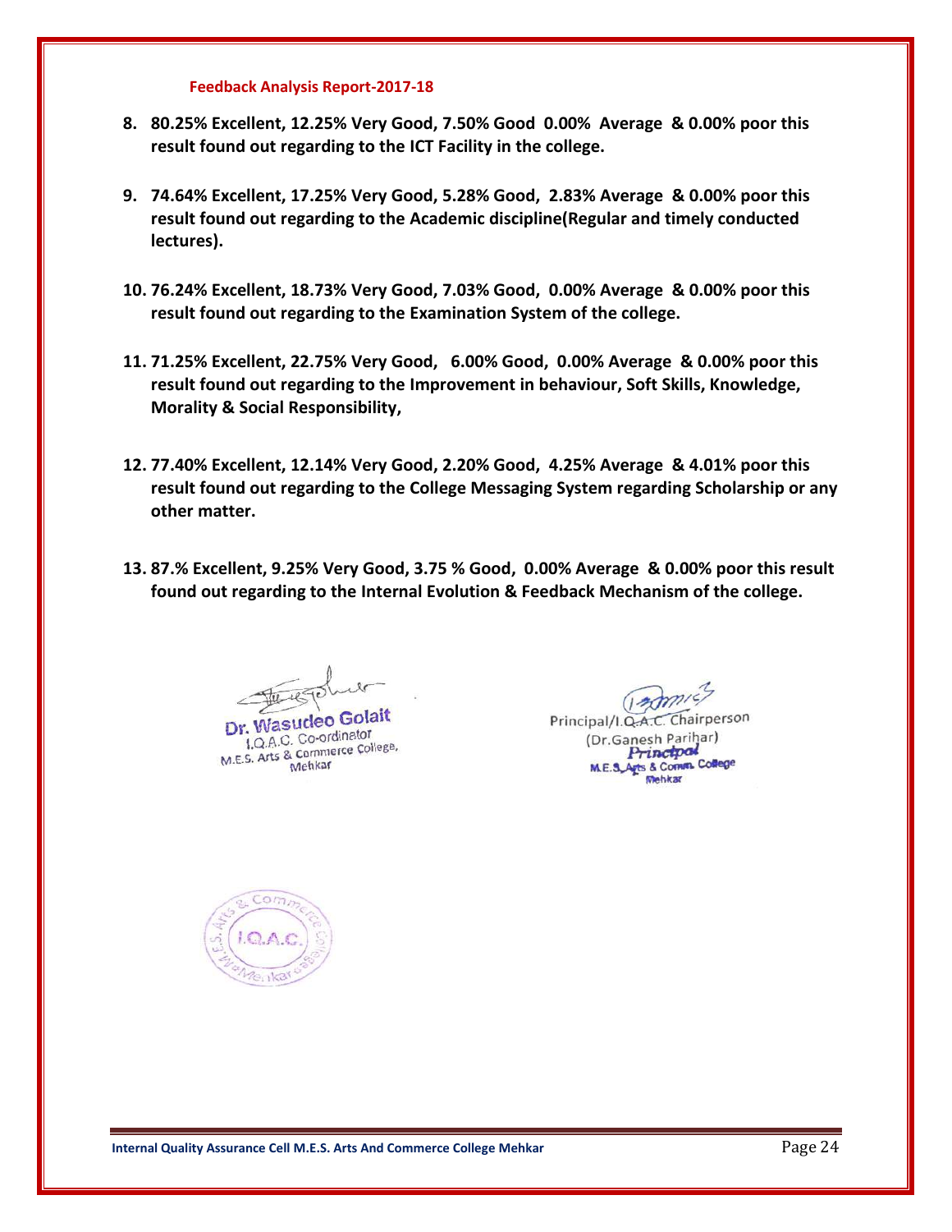**Feedback Analysis Report-2017-18**

8. **80.25% Excellent, 12.25% Very Good, 7.50% Good 0.00% Average & 0.00% poor this result found out regarding to the ICT Facility in the college.**

9. **74.64% Excellent, 17.25% Very Good, 5.28% Good, 2.83% Average & 0.00% poor this result found out regarding to the Academic discipline(Regular and timely conducted lectures).**

10. **76.24% Excellent, 18.73% Very Good, 7.03% Good, 0.00% Average & 0.00% poor this result found out regarding to the Examination System of the college.**

11. **71.25% Excellent, 22.75% Very Good, 6.00% Good, 0.00% Average & 0.00% poor this result found out regarding to the Improvement in behaviour, Soft Skills, Knowledge, Morality & Social Responsibility,**

12. **77.40% Excellent, 12.14% Very Good, 2.20% Good, 4.25% Average & 4.01% poor this result found out regarding to the College Messaging System regarding Scholarship or any other matter.**

13. **87.% Excellent, 9.25% Very Good, 3.75 % Good, 0.00% Average & 0.00% poor this result found out regarding to the Internal Evolution & Feedback Mechanism of the college.**

Dr. Wasudeo Golait
I.Q.A.C. Co-ordinator
M.E.S. Arts & Commerce College,
Mehkar

Principal/I.Q.A.C. Chairperson
(Dr.Ganesh Parihar)
Principal
M.E.S. Arts & Comm. College
Mehkar

M.E.S. Arts & Commerce College Mehkar
I.Q.A.C.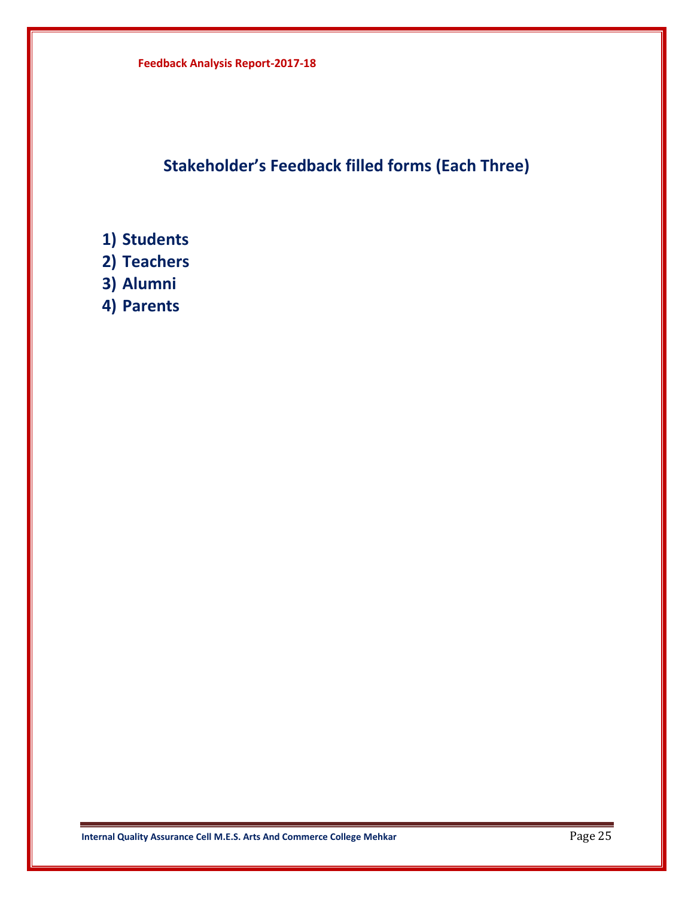## Stakeholder's Feedback filled forms (Each Three)

1) **Students**
2) **Teachers**
3) **Alumni**
4) **Parents**